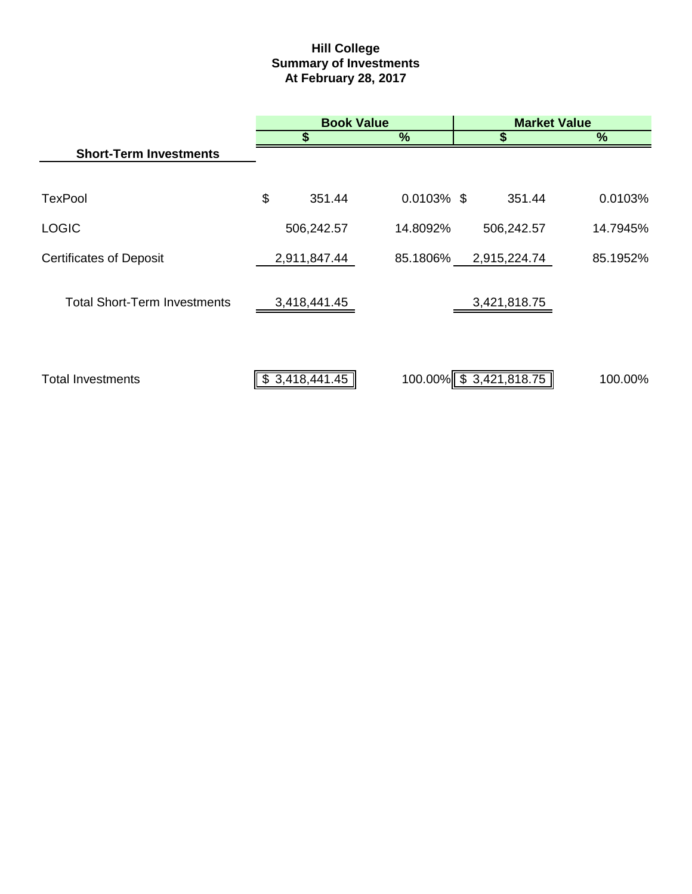# Hill College
## Summary of Investments
### At February 28, 2017

| | Book Value | | Market Value | |
|---|---|---|---|---|
| | $ | % | $ | % |
| **Short-Term Investments** | | | | |
| TexPool | $ 351.44 | 0.0103% | $ 351.44 | 0.0103% |
| LOGIC | 506,242.57 | 14.8092% | 506,242.57 | 14.7945% |
| Certificates of Deposit | 2,911,847.44 | 85.1806% | 2,915,224.74 | 85.1952% |
| Total Short-Term Investments | 3,418,441.45 | | 3,421,818.75 | |
| Total Investments | $ 3,418,441.45 | 100.00% | $ 3,421,818.75 | 100.00% |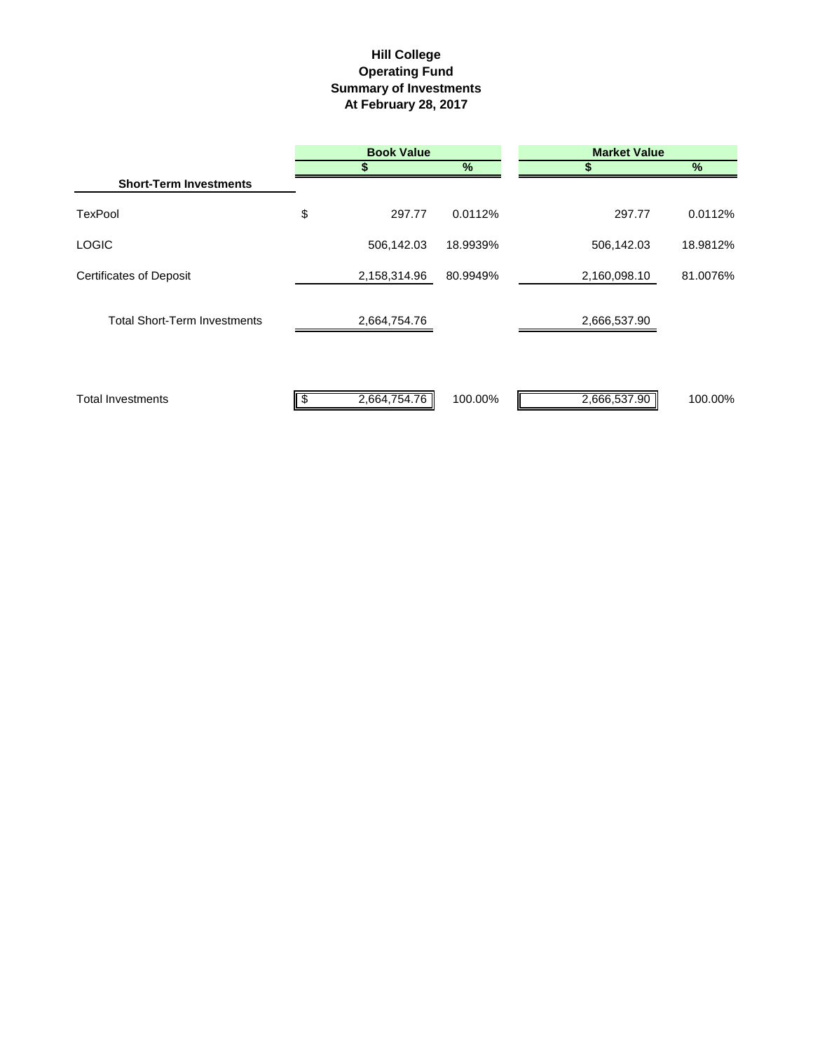# Hill College
## Operating Fund
## Summary of Investments
## At February 28, 2017

| | Book Value | | Market Value | |
|---|---|---|---|---|
| | $ | % | $ | % |
| **Short-Term Investments** | | | | |
| TexPool | $ 297.77 | 0.0112% | 297.77 | 0.0112% |
| LOGIC | 506,142.03 | 18.9939% | 506,142.03 | 18.9812% |
| Certificates of Deposit | 2,158,314.96 | 80.9949% | 2,160,098.10 | 81.0076% |
| Total Short-Term Investments | 2,664,754.76 | | 2,666,537.90 | |
| Total Investments | $ 2,664,754.76 | 100.00% | 2,666,537.90 | 100.00% |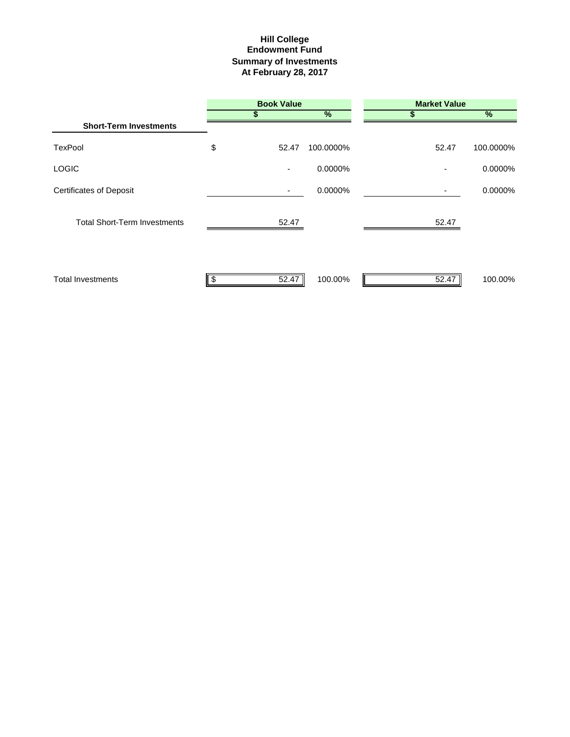# Hill College
## Endowment Fund
## Summary of Investments
## At February 28, 2017

| | Book Value | | Market Value | |
|---|---|---|---|---|
| | $ | % | $ | % |
| **Short-Term Investments** | | | | |
| TexPool | $ 52.47 | 100.0000% | 52.47 | 100.0000% |
| LOGIC | - | 0.0000% | - | 0.0000% |
| Certificates of Deposit | - | 0.0000% | - | 0.0000% |
| Total Short-Term Investments | 52.47 | | 52.47 | |
| Total Investments | $ 52.47 | 100.00% | 52.47 | 100.00% |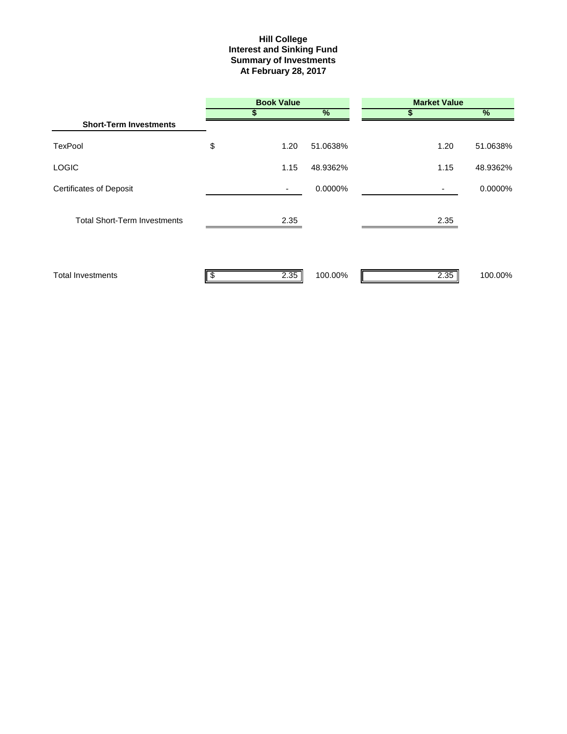# Hill College
## Interest and Sinking Fund
## Summary of Investments
## At February 28, 2017

| | Book Value | | Market Value | |
|---|---|---|---|---|
| | $ | % | $ | % |
| **Short-Term Investments** | | | | |
| TexPool | $ 1.20 | 51.0638% | 1.20 | 51.0638% |
| LOGIC | 1.15 | 48.9362% | 1.15 | 48.9362% |
| Certificates of Deposit | - | 0.0000% | - | 0.0000% |
| Total Short-Term Investments | 2.35 | | 2.35 | |
| Total Investments | $ 2.35 | 100.00% | 2.35 | 100.00% |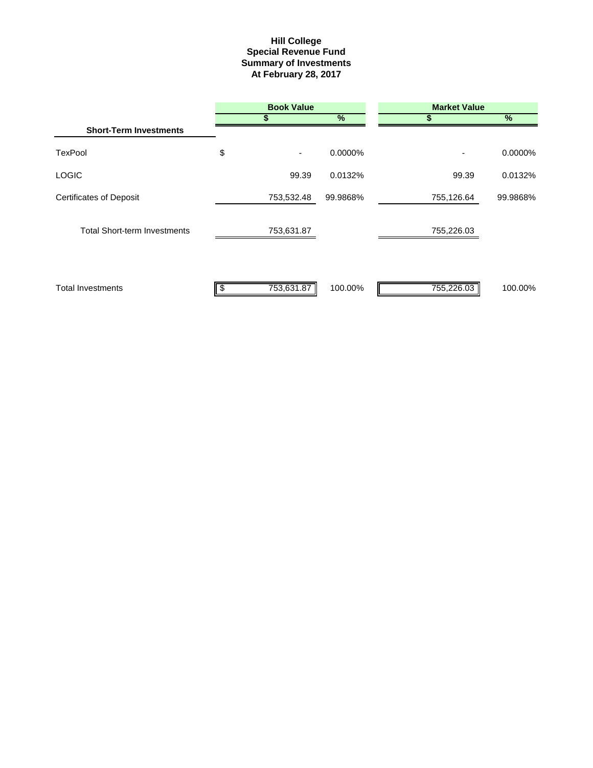# Hill College
## Special Revenue Fund
## Summary of Investments
## At February 28, 2017

| | Book Value | | Market Value | |
|---|---|---|---|---|
| | $ | % | $ | % |
| **Short-Term Investments** | | | | |
| TexPool | $ - | 0.0000% | - | 0.0000% |
| LOGIC | 99.39 | 0.0132% | 99.39 | 0.0132% |
| Certificates of Deposit | 753,532.48 | 99.9868% | 755,126.64 | 99.9868% |
| Total Short-term Investments | 753,631.87 | | 755,226.03 | |
| Total Investments | $ 753,631.87 | 100.00% | 755,226.03 | 100.00% |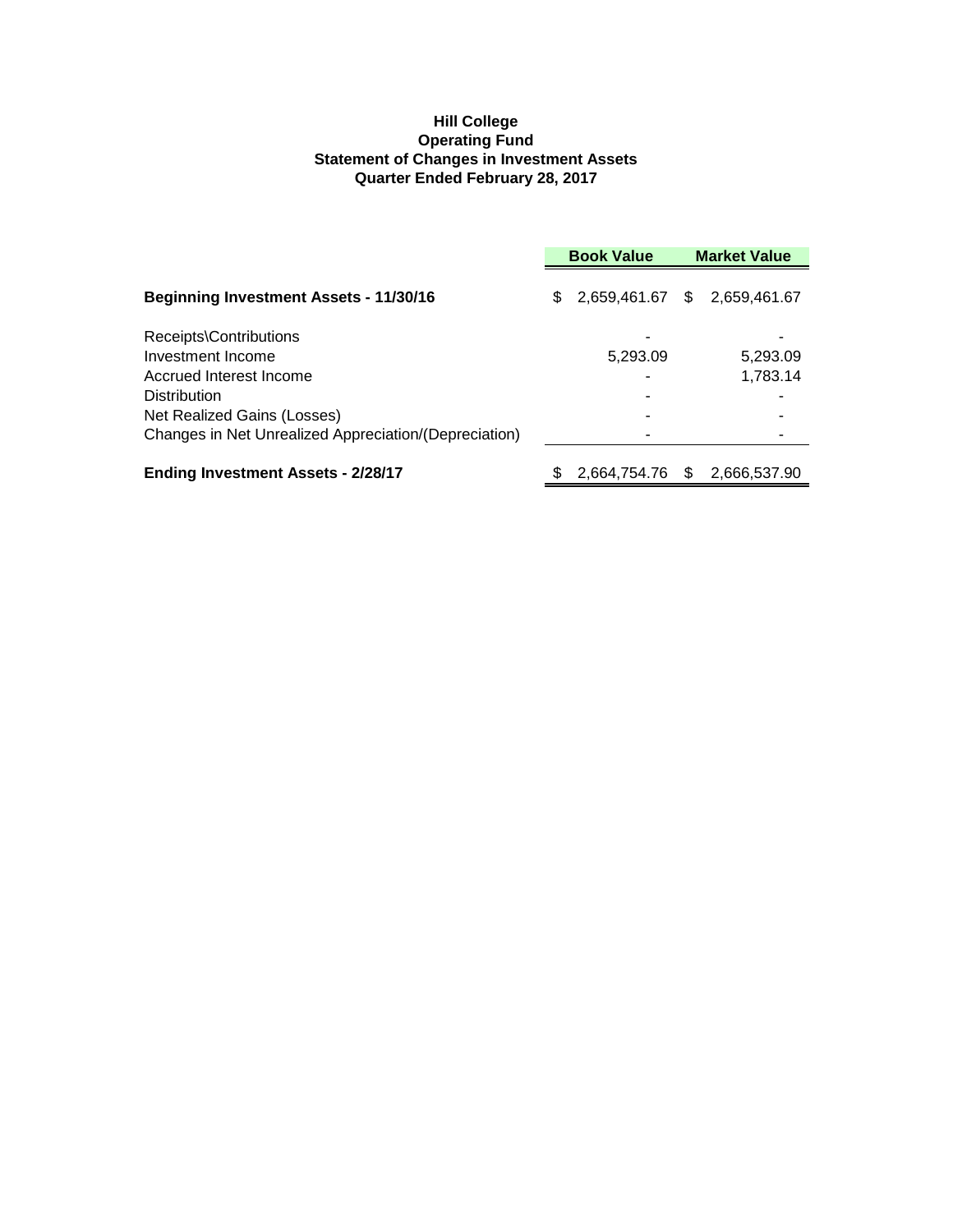**Hill College**
**Operating Fund**
**Statement of Changes in Investment Assets**
**Quarter Ended February 28, 2017**

| | Book Value | Market Value |
|---|---|---|
| **Beginning Investment Assets - 11/30/16** | $ 2,659,461.67 | $ 2,659,461.67 |
| Receipts\Contributions | - | - |
| Investment Income | 5,293.09 | 5,293.09 |
| Accrued Interest Income | - | 1,783.14 |
| Distribution | - | - |
| Net Realized Gains (Losses) | - | - |
| Changes in Net Unrealized Appreciation/(Depreciation) | - | - |
| **Ending Investment Assets - 2/28/17** | $ 2,664,754.76 | $ 2,666,537.90 |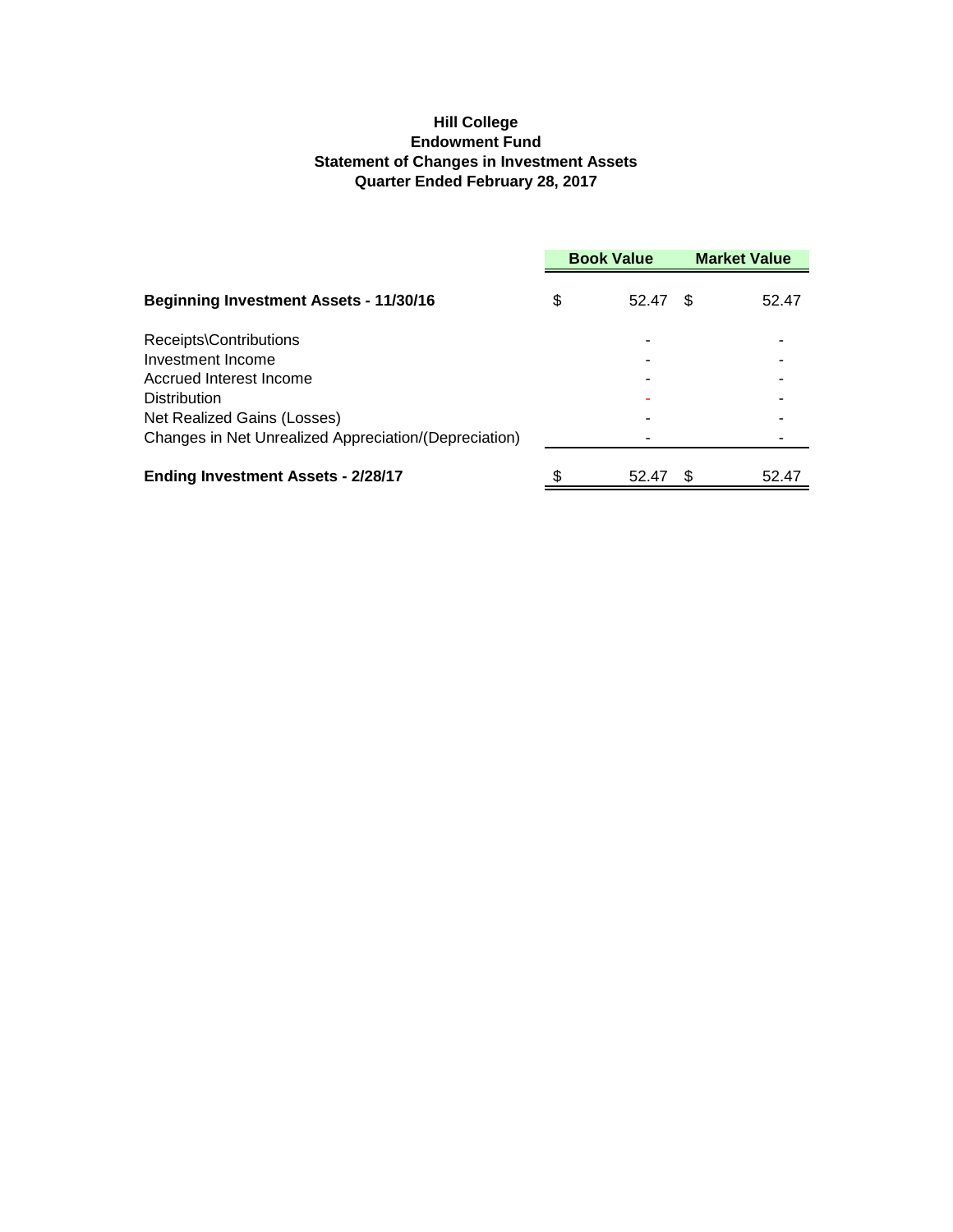**Hill College**
**Endowment Fund**
**Statement of Changes in Investment Assets**
**Quarter Ended February 28, 2017**

| | Book Value | Market Value |
|---|---|---|
| **Beginning Investment Assets - 11/30/16** | $ 52.47 | $ 52.47 |
| Receipts\Contributions | - | - |
| Investment Income | - | - |
| Accrued Interest Income | - | - |
| Distribution | - | - |
| Net Realized Gains (Losses) | - | - |
| Changes in Net Unrealized Appreciation/(Depreciation) | - | - |
| **Ending Investment Assets - 2/28/17** | $ 52.47 | $ 52.47 |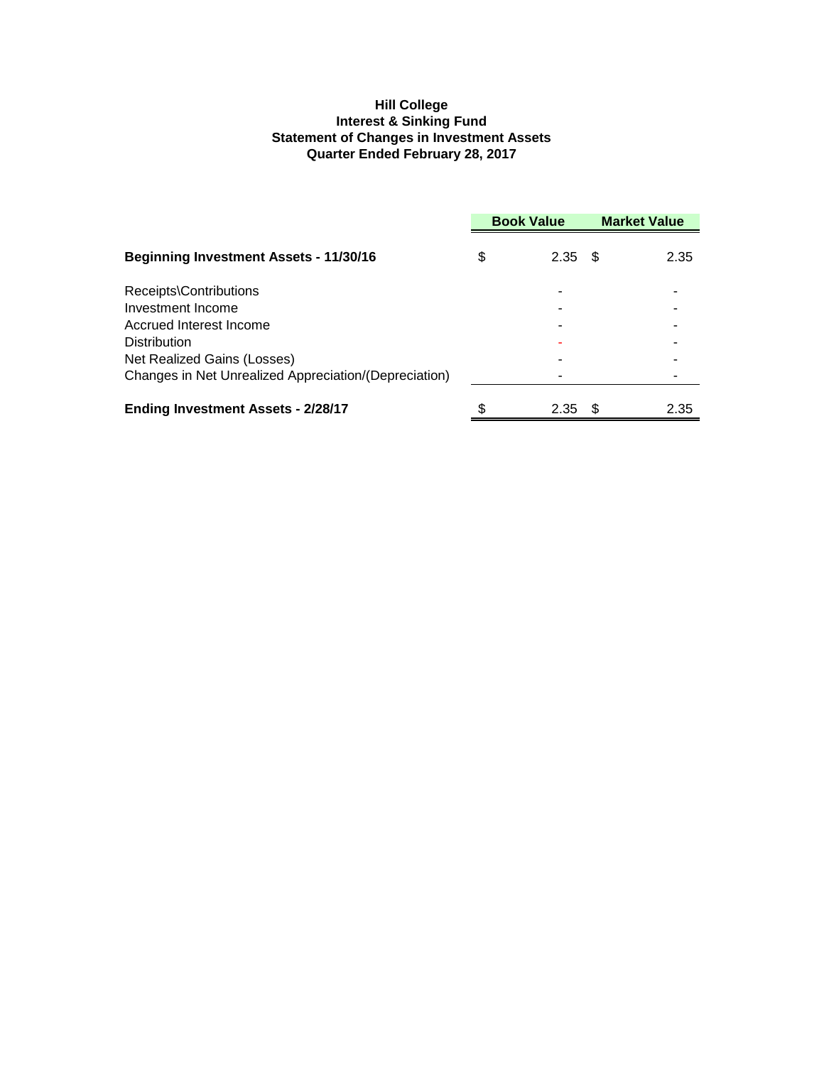**Hill College**
**Interest & Sinking Fund**
**Statement of Changes in Investment Assets**
**Quarter Ended February 28, 2017**

| | Book Value | Market Value |
|---|---|---|
| **Beginning Investment Assets - 11/30/16** | $ 2.35 | $ 2.35 |
| Receipts\Contributions | - | - |
| Investment Income | - | - |
| Accrued Interest Income | - | - |
| Distribution | - | - |
| Net Realized Gains (Losses) | - | - |
| Changes in Net Unrealized Appreciation/(Depreciation) | - | - |
| **Ending Investment Assets - 2/28/17** | $ 2.35 | $ 2.35 |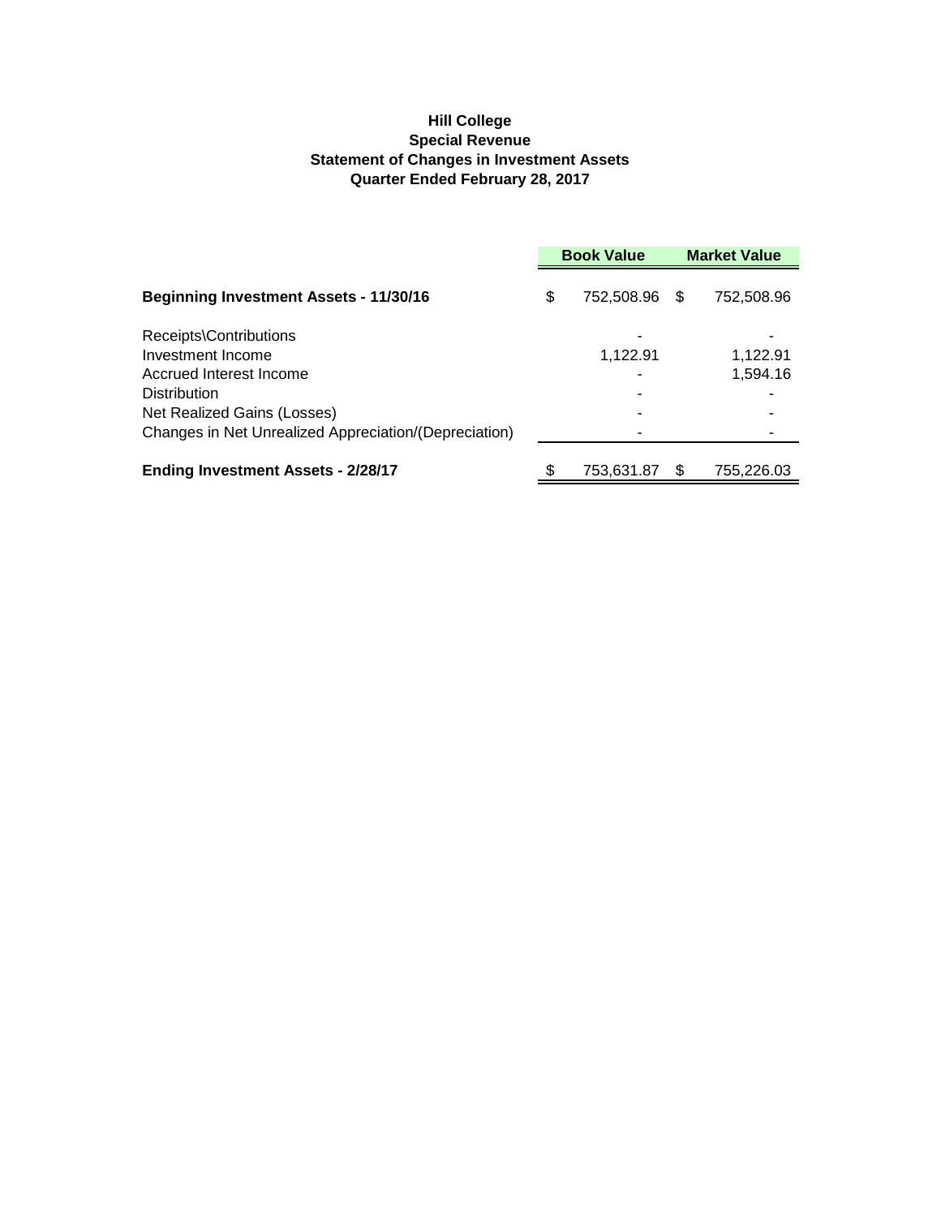**Hill College**
**Special Revenue**
**Statement of Changes in Investment Assets**
**Quarter Ended February 28, 2017**

| | Book Value | Market Value |
|---|---|---|
| **Beginning Investment Assets - 11/30/16** | $ 752,508.96 | $ 752,508.96 |
| Receipts\Contributions | - | - |
| Investment Income | 1,122.91 | 1,122.91 |
| Accrued Interest Income | - | 1,594.16 |
| Distribution | - | - |
| Net Realized Gains (Losses) | - | - |
| Changes in Net Unrealized Appreciation/(Depreciation) | - | - |
| **Ending Investment Assets - 2/28/17** | $ 753,631.87 | $ 755,226.03 |